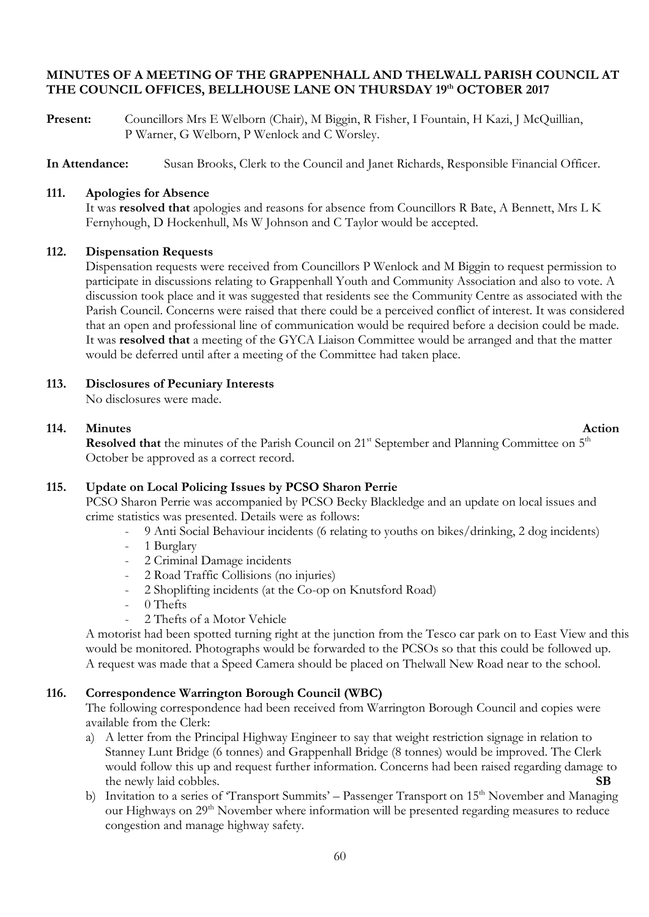# MINUTES OF A MEETING OF THE GRAPPENHALL AND THELWALL PARISH COUNCIL AT THE COUNCIL OFFICES, BELLHOUSE LANE ON THURSDAY 19th OCTOBER 2017

**Present:** Councillors Mrs E Welborn (Chair), M Biggin, R Fisher, I Fountain, H Kazi, J McQuillian, P Warner, G Welborn, P Wenlock and C Worsley.

**In Attendance:** Susan Brooks, Clerk to the Council and Janet Richards, Responsible Financial Officer.

## 111. Apologies for Absence

It was **resolved that** apologies and reasons for absence from Councillors R Bate, A Bennett, Mrs L K Fernyhough, D Hockenhull, Ms W Johnson and C Taylor would be accepted.

## 112. Dispensation Requests

Dispensation requests were received from Councillors P Wenlock and M Biggin to request permission to participate in discussions relating to Grappenhall Youth and Community Association and also to vote. A discussion took place and it was suggested that residents see the Community Centre as associated with the Parish Council. Concerns were raised that there could be a perceived conflict of interest. It was considered that an open and professional line of communication would be required before a decision could be made. It was **resolved that** a meeting of the GYCA Liaison Committee would be arranged and that the matter would be deferred until after a meeting of the Committee had taken place.

## 113. Disclosures of Pecuniary Interests

No disclosures were made.

## 114. Minutes — **Action**

**Resolved that** the minutes of the Parish Council on 21st September and Planning Committee on 5th October be approved as a correct record.

## 115. Update on Local Policing Issues by PCSO Sharon Perrie

PCSO Sharon Perrie was accompanied by PCSO Becky Blackledge and an update on local issues and crime statistics was presented. Details were as follows:

- 9 Anti Social Behaviour incidents (6 relating to youths on bikes/drinking, 2 dog incidents)
- 1 Burglary
- 2 Criminal Damage incidents
- 2 Road Traffic Collisions (no injuries)
- 2 Shoplifting incidents (at the Co-op on Knutsford Road)
- 0 Thefts
- 2 Thefts of a Motor Vehicle

A motorist had been spotted turning right at the junction from the Tesco car park on to East View and this would be monitored. Photographs would be forwarded to the PCSOs so that this could be followed up.
A request was made that a Speed Camera should be placed on Thelwall New Road near to the school.

## 116. Correspondence Warrington Borough Council (WBC)

The following correspondence had been received from Warrington Borough Council and copies were available from the Clerk:

a) A letter from the Principal Highway Engineer to say that weight restriction signage in relation to Stanney Lunt Bridge (6 tonnes) and Grappenhall Bridge (8 tonnes) would be improved. The Clerk would follow this up and request further information. Concerns had been raised regarding damage to the newly laid cobbles. **SB**

b) Invitation to a series of 'Transport Summits' – Passenger Transport on 15th November and Managing our Highways on 29th November where information will be presented regarding measures to reduce congestion and manage highway safety.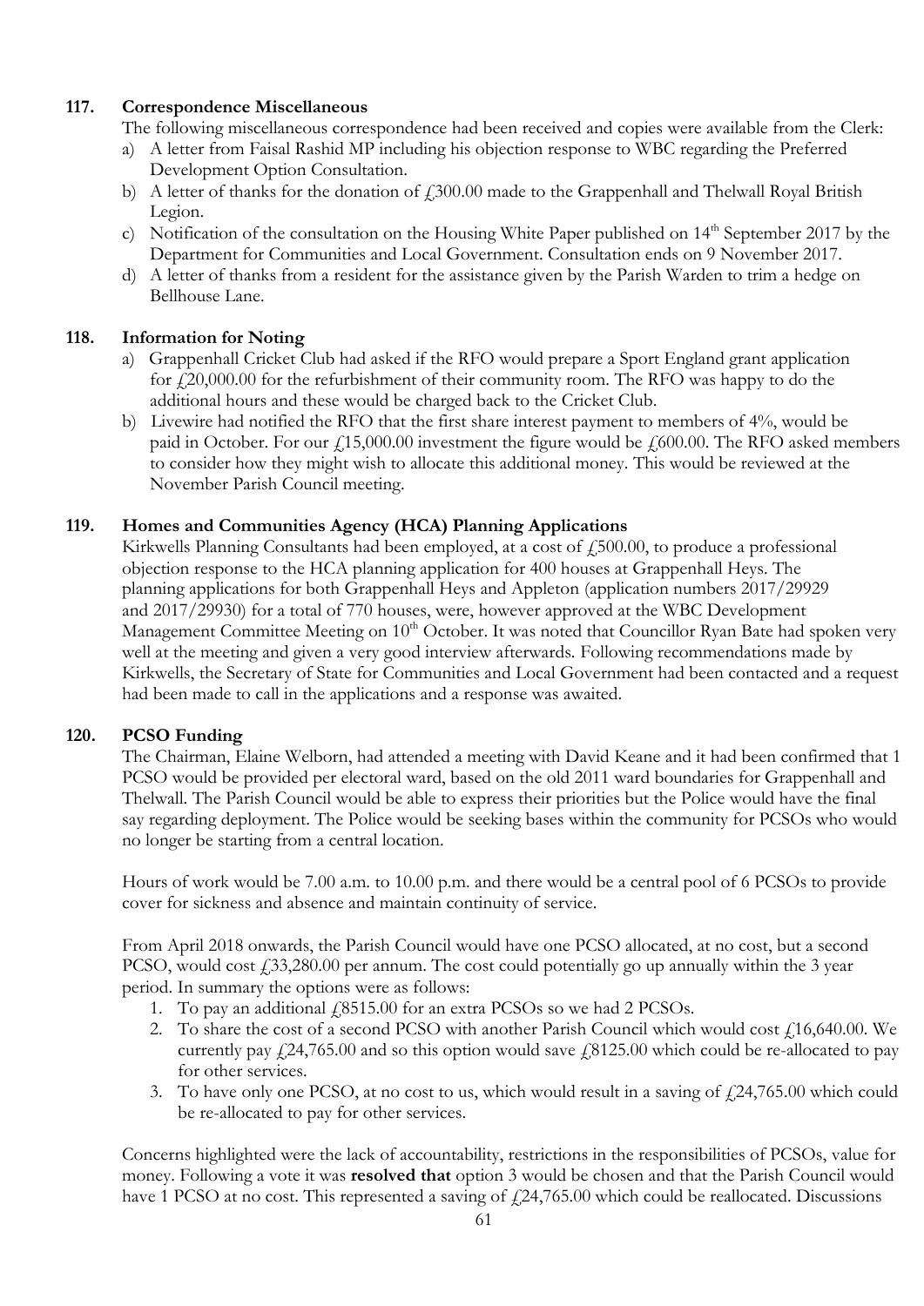**117. Correspondence Miscellaneous**

The following miscellaneous correspondence had been received and copies were available from the Clerk:

a) A letter from Faisal Rashid MP including his objection response to WBC regarding the Preferred Development Option Consultation.
b) A letter of thanks for the donation of £300.00 made to the Grappenhall and Thelwall Royal British Legion.
c) Notification of the consultation on the Housing White Paper published on 14th September 2017 by the Department for Communities and Local Government. Consultation ends on 9 November 2017.
d) A letter of thanks from a resident for the assistance given by the Parish Warden to trim a hedge on Bellhouse Lane.

**118. Information for Noting**

a) Grappenhall Cricket Club had asked if the RFO would prepare a Sport England grant application for £20,000.00 for the refurbishment of their community room. The RFO was happy to do the additional hours and these would be charged back to the Cricket Club.
b) Livewire had notified the RFO that the first share interest payment to members of 4%, would be paid in October. For our £15,000.00 investment the figure would be £600.00. The RFO asked members to consider how they might wish to allocate this additional money. This would be reviewed at the November Parish Council meeting.

**119. Homes and Communities Agency (HCA) Planning Applications**

Kirkwells Planning Consultants had been employed, at a cost of £500.00, to produce a professional objection response to the HCA planning application for 400 houses at Grappenhall Heys. The planning applications for both Grappenhall Heys and Appleton (application numbers 2017/29929 and 2017/29930) for a total of 770 houses, were, however approved at the WBC Development Management Committee Meeting on 10th October. It was noted that Councillor Ryan Bate had spoken very well at the meeting and given a very good interview afterwards. Following recommendations made by Kirkwells, the Secretary of State for Communities and Local Government had been contacted and a request had been made to call in the applications and a response was awaited.

**120. PCSO Funding**

The Chairman, Elaine Welborn, had attended a meeting with David Keane and it had been confirmed that 1 PCSO would be provided per electoral ward, based on the old 2011 ward boundaries for Grappenhall and Thelwall. The Parish Council would be able to express their priorities but the Police would have the final say regarding deployment. The Police would be seeking bases within the community for PCSOs who would no longer be starting from a central location.

Hours of work would be 7.00 a.m. to 10.00 p.m. and there would be a central pool of 6 PCSOs to provide cover for sickness and absence and maintain continuity of service.

From April 2018 onwards, the Parish Council would have one PCSO allocated, at no cost, but a second PCSO, would cost £33,280.00 per annum. The cost could potentially go up annually within the 3 year period. In summary the options were as follows:

1. To pay an additional £8515.00 for an extra PCSOs so we had 2 PCSOs.
2. To share the cost of a second PCSO with another Parish Council which would cost £16,640.00. We currently pay £24,765.00 and so this option would save £8125.00 which could be re-allocated to pay for other services.
3. To have only one PCSO, at no cost to us, which would result in a saving of £24,765.00 which could be re-allocated to pay for other services.

Concerns highlighted were the lack of accountability, restrictions in the responsibilities of PCSOs, value for money. Following a vote it was **resolved that** option 3 would be chosen and that the Parish Council would have 1 PCSO at no cost. This represented a saving of £24,765.00 which could be reallocated. Discussions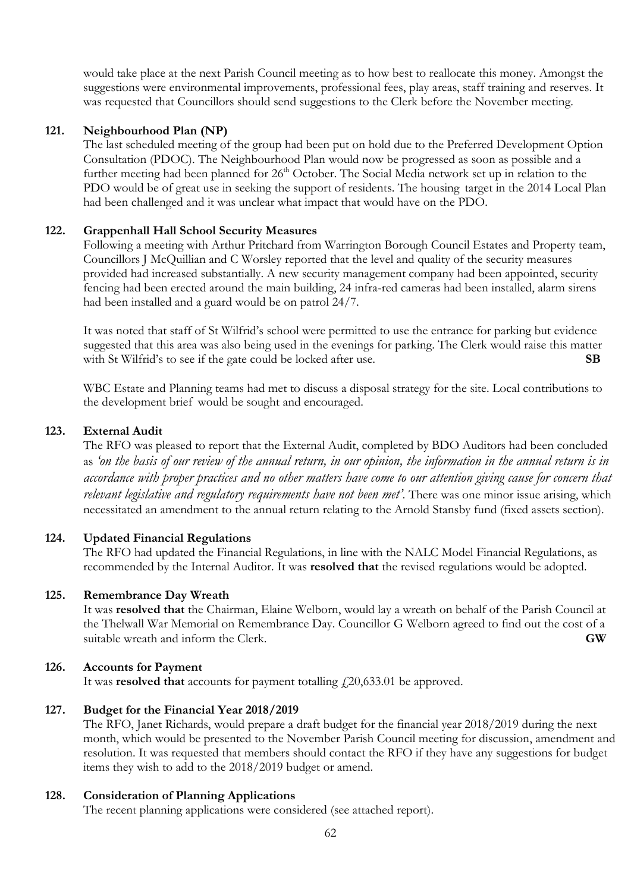would take place at the next Parish Council meeting as to how best to reallocate this money. Amongst the suggestions were environmental improvements, professional fees, play areas, staff training and reserves. It was requested that Councillors should send suggestions to the Clerk before the November meeting.

**121. Neighbourhood Plan (NP)**

The last scheduled meeting of the group had been put on hold due to the Preferred Development Option Consultation (PDOC). The Neighbourhood Plan would now be progressed as soon as possible and a further meeting had been planned for 26th October. The Social Media network set up in relation to the PDO would be of great use in seeking the support of residents. The housing target in the 2014 Local Plan had been challenged and it was unclear what impact that would have on the PDO.

**122. Grappenhall Hall School Security Measures**

Following a meeting with Arthur Pritchard from Warrington Borough Council Estates and Property team, Councillors J McQuillian and C Worsley reported that the level and quality of the security measures provided had increased substantially. A new security management company had been appointed, security fencing had been erected around the main building, 24 infra-red cameras had been installed, alarm sirens had been installed and a guard would be on patrol 24/7.

It was noted that staff of St Wilfrid's school were permitted to use the entrance for parking but evidence suggested that this area was also being used in the evenings for parking. The Clerk would raise this matter with St Wilfrid's to see if the gate could be locked after use. **SB**

WBC Estate and Planning teams had met to discuss a disposal strategy for the site. Local contributions to the development brief would be sought and encouraged.

**123. External Audit**

The RFO was pleased to report that the External Audit, completed by BDO Auditors had been concluded as *'on the basis of our review of the annual return, in our opinion, the information in the annual return is in accordance with proper practices and no other matters have come to our attention giving cause for concern that relevant legislative and regulatory requirements have not been met'*. There was one minor issue arising, which necessitated an amendment to the annual return relating to the Arnold Stansby fund (fixed assets section).

**124. Updated Financial Regulations**

The RFO had updated the Financial Regulations, in line with the NALC Model Financial Regulations, as recommended by the Internal Auditor. It was **resolved that** the revised regulations would be adopted.

**125. Remembrance Day Wreath**

It was **resolved that** the Chairman, Elaine Welborn, would lay a wreath on behalf of the Parish Council at the Thelwall War Memorial on Remembrance Day. Councillor G Welborn agreed to find out the cost of a suitable wreath and inform the Clerk. **GW**

**126. Accounts for Payment**

It was **resolved that** accounts for payment totalling £20,633.01 be approved.

**127. Budget for the Financial Year 2018/2019**

The RFO, Janet Richards, would prepare a draft budget for the financial year 2018/2019 during the next month, which would be presented to the November Parish Council meeting for discussion, amendment and resolution. It was requested that members should contact the RFO if they have any suggestions for budget items they wish to add to the 2018/2019 budget or amend.

**128. Consideration of Planning Applications**

The recent planning applications were considered (see attached report).